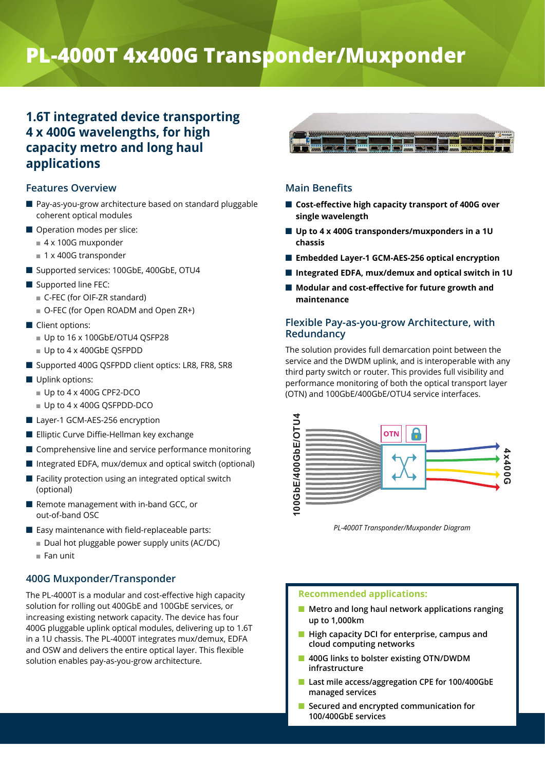# PL-4000T 4x400G Transponder/Muxponder

## 1.6T integrated device transporting 4 x 400G wavelengths, for high capacity metro and long haul applications

### Features Overview

- Pay-as-you-grow architecture based on standard pluggable coherent optical modules
- Operation modes per slice:
  - 4 x 100G muxponder
  - 1 x 400G transponder
- Supported services: 100GbE, 400GbE, OTU4
- Supported line FEC:
  - C-FEC (for OIF-ZR standard)
  - O-FEC (for Open ROADM and Open ZR+)
- Client options:
  - Up to 16 x 100GbE/OTU4 QSFP28
  - Up to 4 x 400GbE QSFPDD
- Supported 400G QSFPDD client optics: LR8, FR8, SR8
- Uplink options:
  - Up to 4 x 400G CPF2-DCO
  - Up to 4 x 400G QSFPDD-DCO
- Layer-1 GCM-AES-256 encryption
- Elliptic Curve Diffie-Hellman key exchange
- Comprehensive line and service performance monitoring
- Integrated EDFA, mux/demux and optical switch (optional)
- Facility protection using an integrated optical switch (optional)
- Remote management with in-band GCC, or out-of-band OSC
- Easy maintenance with field-replaceable parts:
  - Dual hot pluggable power supply units (AC/DC)
  - Fan unit

### 400G Muxponder/Transponder

The PL-4000T is a modular and cost-effective high capacity solution for rolling out 400GbE and 100GbE services, or increasing existing network capacity. The device has four 400G pluggable uplink optical modules, delivering up to 1.6T in a 1U chassis. The PL-4000T integrates mux/demux, EDFA and OSW and delivers the entire optical layer. This flexible solution enables pay-as-you-grow architecture.

### Main Benefits

- **Cost-effective high capacity transport of 400G over single wavelength**
- **Up to 4 x 400G transponders/muxponders in a 1U chassis**
- **Embedded Layer-1 GCM-AES-256 optical encryption**
- **Integrated EDFA, mux/demux and optical switch in 1U**
- **Modular and cost-effective for future growth and maintenance**

### Flexible Pay-as-you-grow Architecture, with Redundancy

The solution provides full demarcation point between the service and the DWDM uplink, and is interoperable with any third party switch or router. This provides full visibility and performance monitoring of both the optical transport layer (OTN) and 100GbE/400GbE/OTU4 service interfaces.

100GbE/400GbE/OTU4 — OTN — 4x400G

*PL-4000T Transponder/Muxponder Diagram*

**Recommended applications:**

- Metro and long haul network applications ranging up to 1,000km
- High capacity DCI for enterprise, campus and cloud computing networks
- 400G links to bolster existing OTN/DWDM infrastructure
- Last mile access/aggregation CPE for 100/400GbE managed services
- Secured and encrypted communication for 100/400GbE services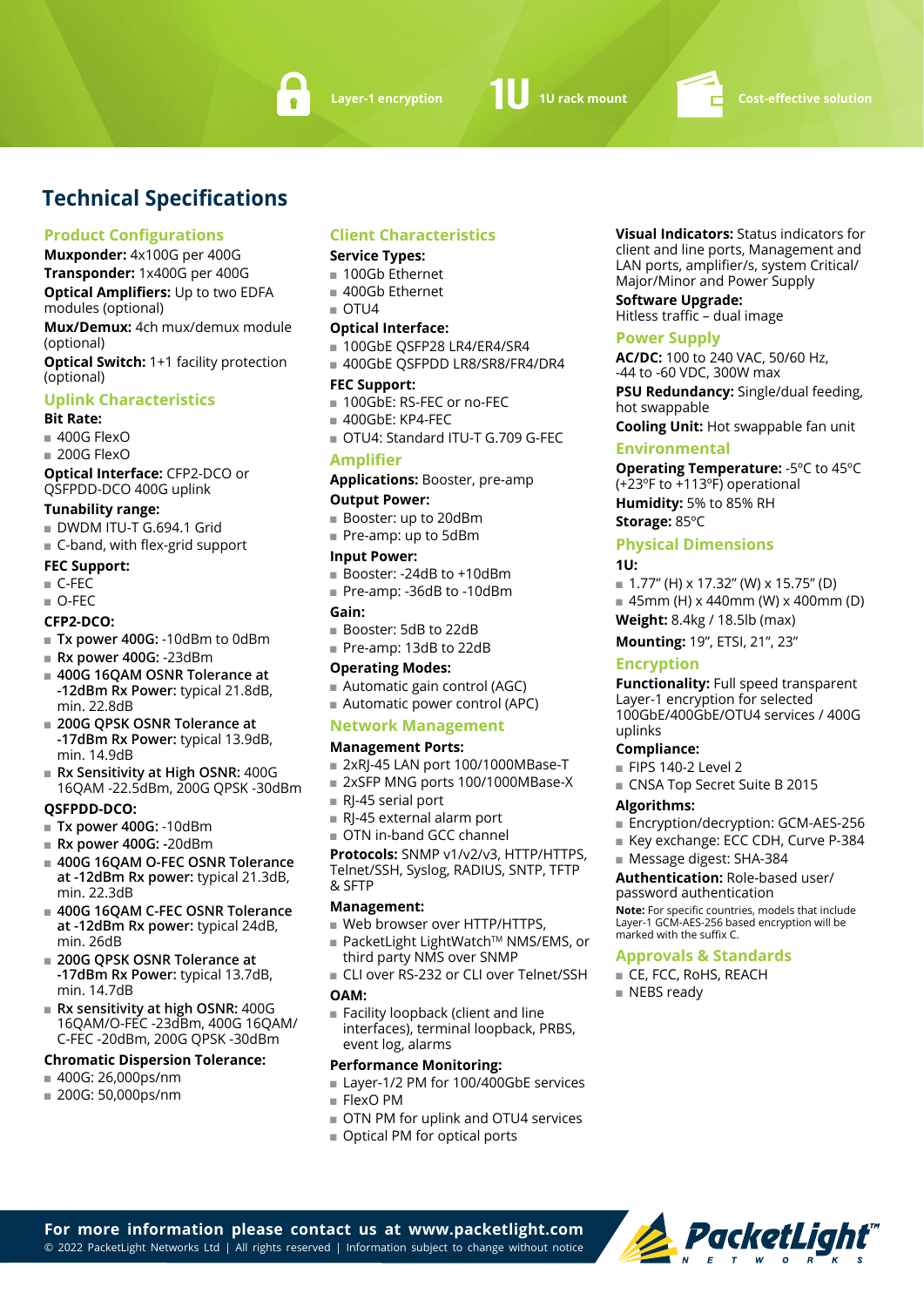Layer-1 encryption

1U rack mount

Cost-effective solution

# Technical Specifications

## Product Configurations

**Muxponder:** 4x100G per 400G

**Transponder:** 1x400G per 400G

**Optical Amplifiers:** Up to two EDFA modules (optional)

**Mux/Demux:** 4ch mux/demux module (optional)

**Optical Switch:** 1+1 facility protection (optional)

## Uplink Characteristics

**Bit Rate:**

- 400G FlexO
- 200G FlexO

**Optical Interface:** CFP2-DCO or QSFPDD-DCO 400G uplink

**Tunability range:**

- DWDM ITU-T G.694.1 Grid
- C-band, with flex-grid support

**FEC Support:**

- C-FEC
- O-FEC

**CFP2-DCO:**

- **Tx power 400G:** -10dBm to 0dBm
- **Rx power 400G:** -23dBm
- **400G 16QAM OSNR Tolerance at -12dBm Rx Power:** typical 21.8dB, min. 22.8dB
- **200G QPSK OSNR Tolerance at -17dBm Rx Power:** typical 13.9dB, min. 14.9dB
- **Rx Sensitivity at High OSNR:** 400G 16QAM -22.5dBm, 200G QPSK -30dBm

**QSFPDD-DCO:**

- **Tx power 400G:** -10dBm
- **Rx power 400G:** -20dBm
- **400G 16QAM O-FEC OSNR Tolerance at -12dBm Rx power:** typical 21.3dB, min. 22.3dB
- **400G 16QAM C-FEC OSNR Tolerance at -12dBm Rx power:** typical 24dB, min. 26dB
- **200G QPSK OSNR Tolerance at -17dBm Rx Power:** typical 13.7dB, min. 14.7dB
- **Rx sensitivity at high OSNR:** 400G 16QAM/O-FEC -23dBm, 400G 16QAM/ C-FEC -20dBm, 200G QPSK -30dBm

**Chromatic Dispersion Tolerance:**

- 400G: 26,000ps/nm
- 200G: 50,000ps/nm

## Client Characteristics

**Service Types:**

- 100Gb Ethernet
- 400Gb Ethernet
- OTU4

**Optical Interface:**

- 100GbE QSFP28 LR4/ER4/SR4
- 400GbE QSFPDD LR8/SR8/FR4/DR4

**FEC Support:**

- 100GbE: RS-FEC or no-FEC
- 400GbE: KP4-FEC
- OTU4: Standard ITU-T G.709 G-FEC

## Amplifier

**Applications:** Booster, pre-amp

**Output Power:**

- Booster: up to 20dBm
- Pre-amp: up to 5dBm

**Input Power:**

- Booster: -24dB to +10dBm
- Pre-amp: -36dB to -10dBm

**Gain:**

- Booster: 5dB to 22dB
- Pre-amp: 13dB to 22dB

**Operating Modes:**

- Automatic gain control (AGC)
- Automatic power control (APC)

## Network Management

**Management Ports:**

- 2xRJ-45 LAN port 100/1000Base-T
- 2xSFP MNG ports 100/1000Base-X
- RJ-45 serial port
- RJ-45 external alarm port
- OTN in-band GCC channel

**Protocols:** SNMP v1/v2/v3, HTTP/HTTPS, Telnet/SSH, Syslog, RADIUS, SNTP, TFTP & SFTP

**Management:**

- Web browser over HTTP/HTTPS,
- PacketLight LightWatch™ NMS/EMS, or third party NMS over SNMP
- CLI over RS-232 or CLI over Telnet/SSH

**OAM:**

- Facility loopback (client and line interfaces), terminal loopback, PRBS, event log, alarms

**Performance Monitoring:**

- Layer-1/2 PM for 100/400GbE services
- FlexO PM
- OTN PM for uplink and OTU4 services
- Optical PM for optical ports

**Visual Indicators:** Status indicators for client and line ports, Management and LAN ports, amplifier/s, system Critical/ Major/Minor and Power Supply

**Software Upgrade:**
Hitless traffic – dual image

## Power Supply

**AC/DC:** 100 to 240 VAC, 50/60 Hz, -44 to -60 VDC, 300W max

**PSU Redundancy:** Single/dual feeding, hot swappable

**Cooling Unit:** Hot swappable fan unit

## Environmental

**Operating Temperature:** -5ºC to 45ºC (+23ºF to +113ºF) operational

**Humidity:** 5% to 85% RH

**Storage:** 85ºC

## Physical Dimensions

**1U:**

- 1.77" (H) x 17.32" (W) x 15.75" (D)
- 45mm (H) x 440mm (W) x 400mm (D)

**Weight:** 8.4kg / 18.5lb (max)

**Mounting:** 19", ETSI, 21", 23"

## Encryption

**Functionality:** Full speed transparent Layer-1 encryption for selected 100GbE/400GbE/OTU4 services / 400G uplinks

**Compliance:**

- FIPS 140-2 Level 2
- CNSA Top Secret Suite B 2015

**Algorithms:**

- Encryption/decryption: GCM-AES-256
- Key exchange: ECC CDH, Curve P-384
- Message digest: SHA-384

**Authentication:** Role-based user/ password authentication

**Note:** For specific countries, models that include Layer-1 GCM-AES-256 based encryption will be marked with the suffix C.

## Approvals & Standards

- CE, FCC, RoHS, REACH
- NEBS ready

**For more information please contact us at www.packetlight.com**
© 2022 PacketLight Networks Ltd | All rights reserved | Information subject to change without notice

PacketLight™ NETWORKS